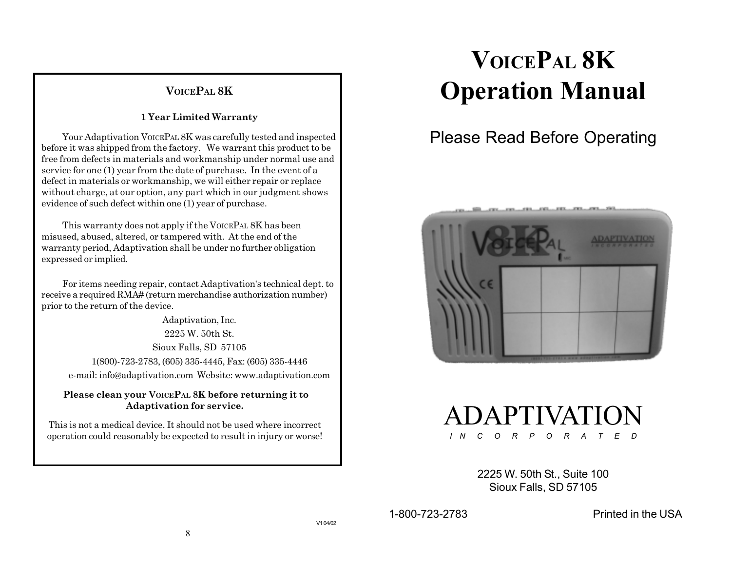## VoicePal 8K

### 1 Year Limited Warranty

Your Adaptivation VoicePal 8K was carefully tested and inspected before it was shipped from the factory. We warrant this product to be free from defects in materials and workmanship under normal use and service for one (1) year from the date of purchase. In the event of a defect in materials or workmanship, we will either repair or replace without charge, at our option, any part which in our judgment shows evidence of such defect within one (1) year of purchase.

This warranty does not apply if the VoicePal 8K has been misused, abused, altered, or tampered with. At the end of the warranty period, Adaptivation shall be under no further obligation expressed or implied.

For items needing repair, contact Adaptivation's technical dept. to receive a required RMA# (return merchandise authorization number) prior to the return of the device.

Adaptivation, Inc.
2225 W. 50th St.
Sioux Falls, SD 57105
1(800)-723-2783, (605) 335-4445, Fax: (605) 335-4446
e-mail: info@adaptivation.com Website: www.adaptivation.com

**Please clean your VoicePal 8K before returning it to Adaptivation for service.**

This is not a medical device. It should not be used where incorrect operation could reasonably be expected to result in injury or worse!

V1 04/02

# VoicePal 8K Operation Manual

Please Read Before Operating

ADAPTIVATION
*I N C O R P O R A T E D*

2225 W. 50th St., Suite 100
Sioux Falls, SD 57105

1-800-723-2783

Printed in the USA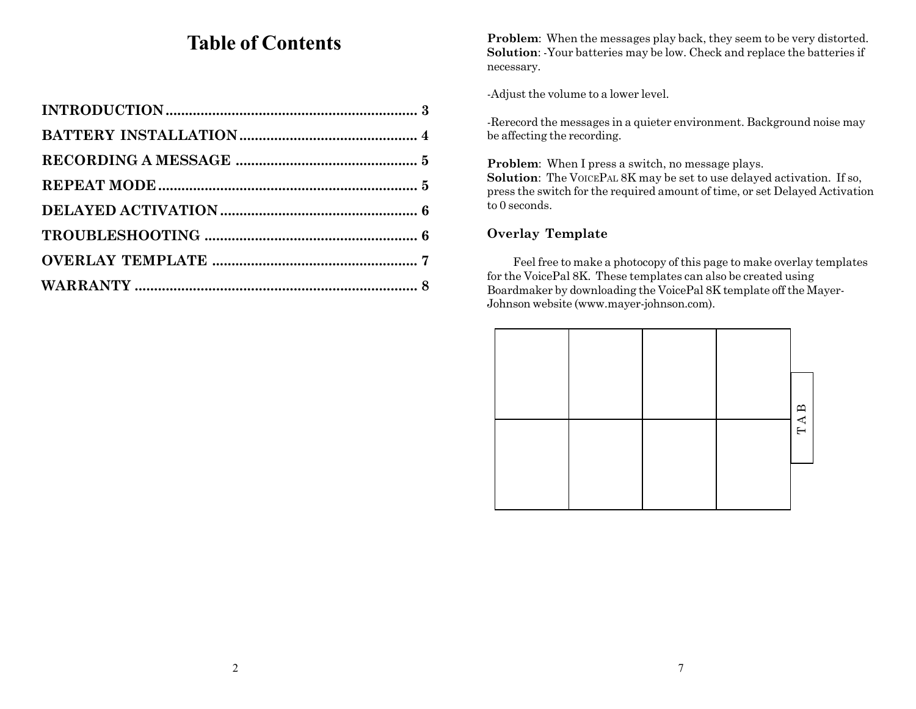# Table of Contents

| | |
|---|---|
| **INTRODUCTION** | **3** |
| **BATTERY INSTALLATION** | **4** |
| **RECORDING A MESSAGE** | **5** |
| **REPEAT MODE** | **5** |
| **DELAYED ACTIVATION** | **6** |
| **TROUBLESHOOTING** | **6** |
| **OVERLAY TEMPLATE** | **7** |
| **WARRANTY** | **8** |

**Problem**: When the messages play back, they seem to be very distorted.
**Solution**: -Your batteries may be low. Check and replace the batteries if necessary.

-Adjust the volume to a lower level.

-Rerecord the messages in a quieter environment. Background noise may be affecting the recording.

**Problem**: When I press a switch, no message plays.
**Solution**: The VoicePal 8K may be set to use delayed activation. If so, press the switch for the required amount of time, or set Delayed Activation to 0 seconds.

### Overlay Template

Feel free to make a photocopy of this page to make overlay templates for the VoicePal 8K. These templates can also be created using Boardmaker by downloading the VoicePal 8K template off the Mayer-Johnson website (www.mayer-johnson.com).

| | | | | |
|---|---|---|---|---|
| | | | | TAB |
| | | | | |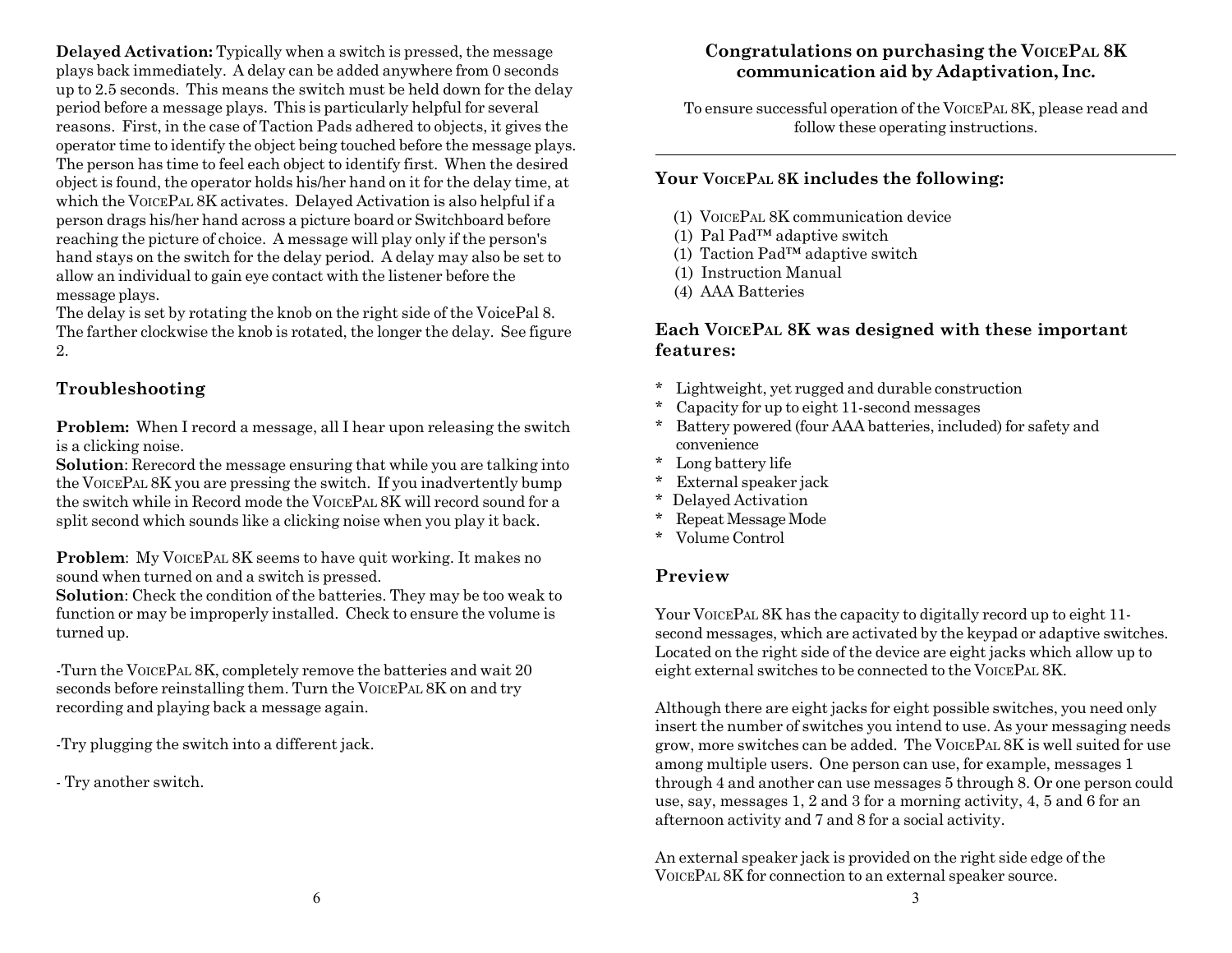**Delayed Activation:** Typically when a switch is pressed, the message plays back immediately. A delay can be added anywhere from 0 seconds up to 2.5 seconds. This means the switch must be held down for the delay period before a message plays. This is particularly helpful for several reasons. First, in the case of Taction Pads adhered to objects, it gives the operator time to identify the object being touched before the message plays. The person has time to feel each object to identify first. When the desired object is found, the operator holds his/her hand on it for the delay time, at which the VoicePal 8K activates. Delayed Activation is also helpful if a person drags his/her hand across a picture board or Switchboard before reaching the picture of choice. A message will play only if the person's hand stays on the switch for the delay period. A delay may also be set to allow an individual to gain eye contact with the listener before the message plays.
The delay is set by rotating the knob on the right side of the VoicePal 8. The farther clockwise the knob is rotated, the longer the delay. See figure 2.

## Troubleshooting

**Problem:** When I record a message, all I hear upon releasing the switch is a clicking noise.
**Solution**: Rerecord the message ensuring that while you are talking into the VoicePal 8K you are pressing the switch. If you inadvertently bump the switch while in Record mode the VoicePal 8K will record sound for a split second which sounds like a clicking noise when you play it back.

**Problem**: My VoicePal 8K seems to have quit working. It makes no sound when turned on and a switch is pressed.
**Solution**: Check the condition of the batteries. They may be too weak to function or may be improperly installed. Check to ensure the volume is turned up.

-Turn the VoicePal 8K, completely remove the batteries and wait 20 seconds before reinstalling them. Turn the VoicePal 8K on and try recording and playing back a message again.

-Try plugging the switch into a different jack.

- Try another switch.

## Congratulations on purchasing the VoicePal 8K communication aid by Adaptivation, Inc.

To ensure successful operation of the VoicePal 8K, please read and follow these operating instructions.

---

### Your VoicePal 8K includes the following:

(1) VoicePal 8K communication device
(1) Pal Pad™ adaptive switch
(1) Taction Pad™ adaptive switch
(1) Instruction Manual
(4) AAA Batteries

### Each VoicePal 8K was designed with these important features:

* Lightweight, yet rugged and durable construction
* Capacity for up to eight 11-second messages
* Battery powered (four AAA batteries, included) for safety and convenience
* Long battery life
* External speaker jack
* Delayed Activation
* Repeat Message Mode
* Volume Control

### Preview

Your VoicePal 8K has the capacity to digitally record up to eight 11-second messages, which are activated by the keypad or adaptive switches. Located on the right side of the device are eight jacks which allow up to eight external switches to be connected to the VoicePal 8K.

Although there are eight jacks for eight possible switches, you need only insert the number of switches you intend to use. As your messaging needs grow, more switches can be added. The VoicePal 8K is well suited for use among multiple users. One person can use, for example, messages 1 through 4 and another can use messages 5 through 8. Or one person could use, say, messages 1, 2 and 3 for a morning activity, 4, 5 and 6 for an afternoon activity and 7 and 8 for a social activity.

An external speaker jack is provided on the right side edge of the VoicePal 8K for connection to an external speaker source.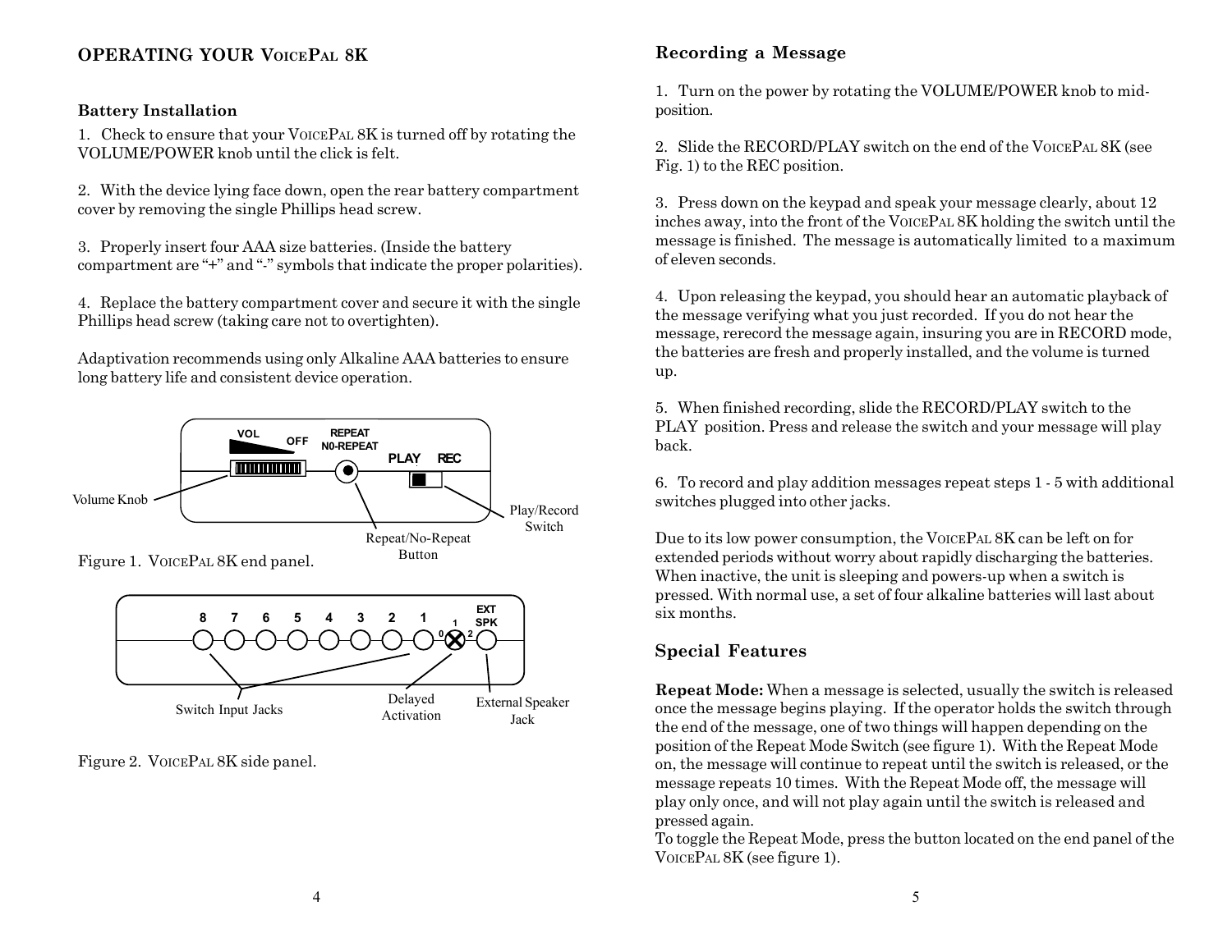## OPERATING YOUR VOICEPAL 8K

### Battery Installation

1. Check to ensure that your VOICEPAL 8K is turned off by rotating the VOLUME/POWER knob until the click is felt.

2. With the device lying face down, open the rear battery compartment cover by removing the single Phillips head screw.

3. Properly insert four AAA size batteries. (Inside the battery compartment are "+" and "-" symbols that indicate the proper polarities).

4. Replace the battery compartment cover and secure it with the single Phillips head screw (taking care not to overtighten).

Adaptivation recommends using only Alkaline AAA batteries to ensure long battery life and consistent device operation.

VOL
OFF
REPEAT
N0-REPEAT
PLAY
REC
Volume Knob
Repeat/No-Repeat Button
Play/Record Switch

Figure 1. VOICEPAL 8K end panel.

8 7 6 5 4 3 2 1
1
0 2
EXT SPK
Switch Input Jacks
Delayed Activation
External Speaker Jack

Figure 2. VOICEPAL 8K side panel.

### Recording a Message

1. Turn on the power by rotating the VOLUME/POWER knob to mid-position.

2. Slide the RECORD/PLAY switch on the end of the VOICEPAL 8K (see Fig. 1) to the REC position.

3. Press down on the keypad and speak your message clearly, about 12 inches away, into the front of the VOICEPAL 8K holding the switch until the message is finished. The message is automatically limited to a maximum of eleven seconds.

4. Upon releasing the keypad, you should hear an automatic playback of the message verifying what you just recorded. If you do not hear the message, rerecord the message again, insuring you are in RECORD mode, the batteries are fresh and properly installed, and the volume is turned up.

5. When finished recording, slide the RECORD/PLAY switch to the PLAY position. Press and release the switch and your message will play back.

6. To record and play addition messages repeat steps 1 - 5 with additional switches plugged into other jacks.

Due to its low power consumption, the VOICEPAL 8K can be left on for extended periods without worry about rapidly discharging the batteries. When inactive, the unit is sleeping and powers-up when a switch is pressed. With normal use, a set of four alkaline batteries will last about six months.

### Special Features

**Repeat Mode:** When a message is selected, usually the switch is released once the message begins playing. If the operator holds the switch through the end of the message, one of two things will happen depending on the position of the Repeat Mode Switch (see figure 1). With the Repeat Mode on, the message will continue to repeat until the switch is released, or the message repeats 10 times. With the Repeat Mode off, the message will play only once, and will not play again until the switch is released and pressed again.
To toggle the Repeat Mode, press the button located on the end panel of the VOICEPAL 8K (see figure 1).